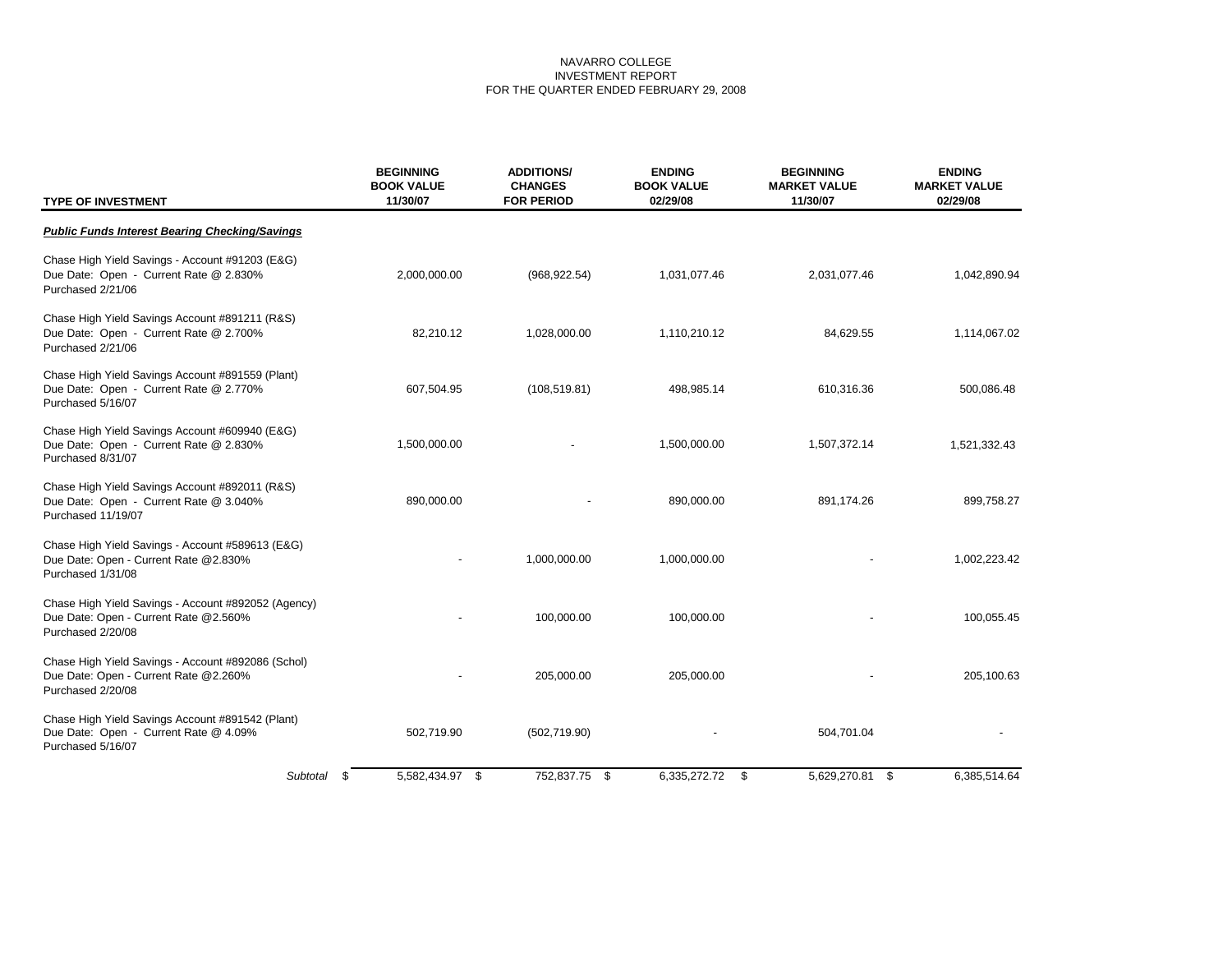NAVARRO COLLEGE
INVESTMENT REPORT
FOR THE QUARTER ENDED FEBRUARY 29, 2008

| TYPE OF INVESTMENT | BEGINNING BOOK VALUE 11/30/07 | ADDITIONS/ CHANGES FOR PERIOD | ENDING BOOK VALUE 02/29/08 | BEGINNING MARKET VALUE 11/30/07 | ENDING MARKET VALUE 02/29/08 |
|---|---|---|---|---|---|
| ***Public Funds Interest Bearing Checking/Savings*** | | | | | |
| Chase High Yield Savings - Account #91203 (E&G) Due Date: Open - Current Rate @ 2.830% Purchased 2/21/06 | 2,000,000.00 | (968,922.54) | 1,031,077.46 | 2,031,077.46 | 1,042,890.94 |
| Chase High Yield Savings Account #891211 (R&S) Due Date: Open - Current Rate @ 2.700% Purchased 2/21/06 | 82,210.12 | 1,028,000.00 | 1,110,210.12 | 84,629.55 | 1,114,067.02 |
| Chase High Yield Savings Account #891559 (Plant) Due Date: Open - Current Rate @ 2.770% Purchased 5/16/07 | 607,504.95 | (108,519.81) | 498,985.14 | 610,316.36 | 500,086.48 |
| Chase High Yield Savings Account #609940 (E&G) Due Date: Open - Current Rate @ 2.830% Purchased 8/31/07 | 1,500,000.00 | - | 1,500,000.00 | 1,507,372.14 | 1,521,332.43 |
| Chase High Yield Savings Account #892011 (R&S) Due Date: Open - Current Rate @ 3.040% Purchased 11/19/07 | 890,000.00 | - | 890,000.00 | 891,174.26 | 899,758.27 |
| Chase High Yield Savings - Account #589613 (E&G) Due Date: Open - Current Rate @2.830% Purchased 1/31/08 | - | 1,000,000.00 | 1,000,000.00 | - | 1,002,223.42 |
| Chase High Yield Savings - Account #892052 (Agency) Due Date: Open - Current Rate @2.560% Purchased 2/20/08 | - | 100,000.00 | 100,000.00 | - | 100,055.45 |
| Chase High Yield Savings - Account #892086 (Schol) Due Date: Open - Current Rate @2.260% Purchased 2/20/08 | - | 205,000.00 | 205,000.00 | - | 205,100.63 |
| Chase High Yield Savings Account #891542 (Plant) Due Date: Open - Current Rate @ 4.09% Purchased 5/16/07 | 502,719.90 | (502,719.90) | - | 504,701.04 | - |
| *Subtotal* | $ 5,582,434.97 | $ 752,837.75 | $ 6,335,272.72 | $ 5,629,270.81 | $ 6,385,514.64 |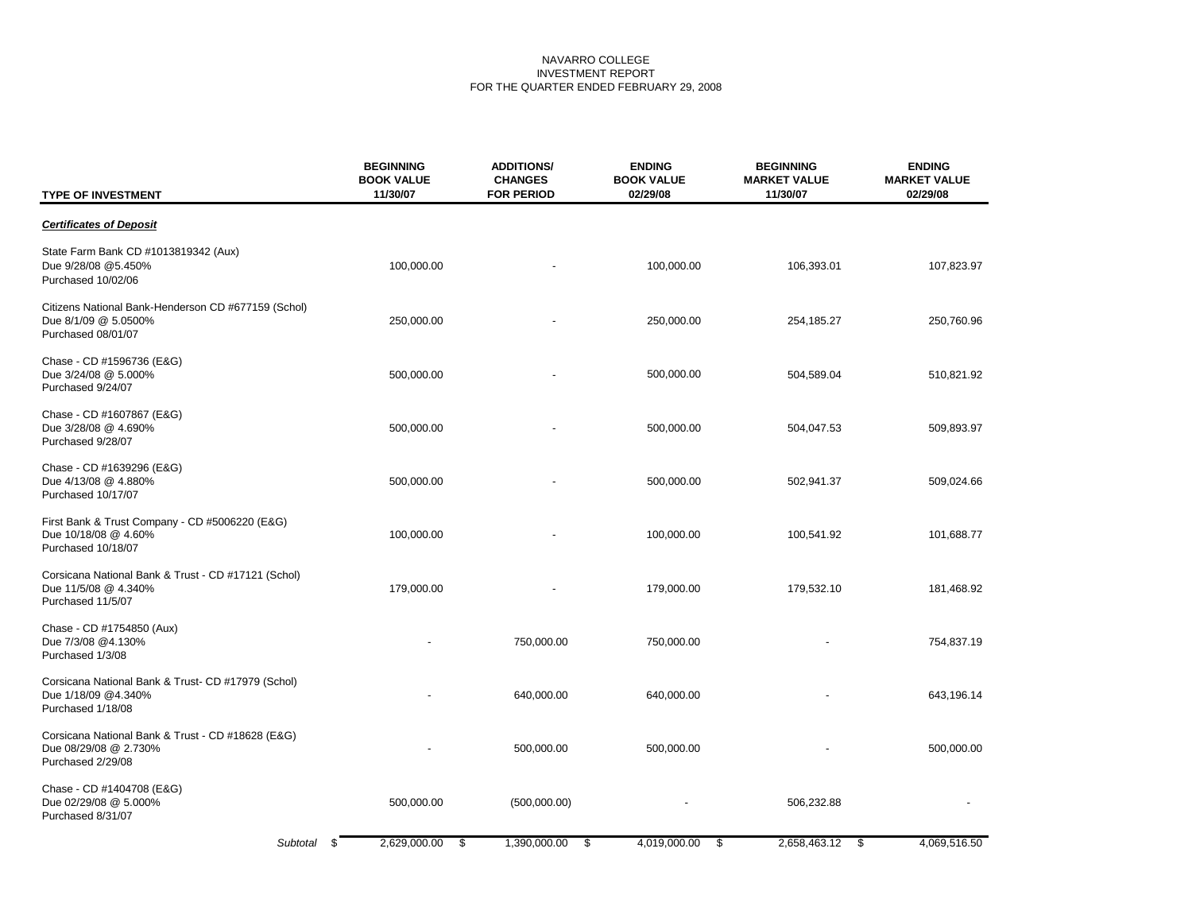NAVARRO COLLEGE
INVESTMENT REPORT
FOR THE QUARTER ENDED FEBRUARY 29, 2008

| TYPE OF INVESTMENT | BEGINNING BOOK VALUE 11/30/07 | ADDITIONS/ CHANGES FOR PERIOD | ENDING BOOK VALUE 02/29/08 | BEGINNING MARKET VALUE 11/30/07 | ENDING MARKET VALUE 02/29/08 |
|---|---|---|---|---|---|
| ***Certificates of Deposit*** | | | | | |
| State Farm Bank CD #1013819342 (Aux) Due 9/28/08 @5.450% Purchased 10/02/06 | 100,000.00 | - | 100,000.00 | 106,393.01 | 107,823.97 |
| Citizens National Bank-Henderson CD #677159 (Schol) Due 8/1/09 @ 5.0500% Purchased 08/01/07 | 250,000.00 | - | 250,000.00 | 254,185.27 | 250,760.96 |
| Chase - CD #1596736 (E&G) Due 3/24/08 @ 5.000% Purchased 9/24/07 | 500,000.00 | - | 500,000.00 | 504,589.04 | 510,821.92 |
| Chase - CD #1607867 (E&G) Due 3/28/08 @ 4.690% Purchased 9/28/07 | 500,000.00 | - | 500,000.00 | 504,047.53 | 509,893.97 |
| Chase - CD #1639296 (E&G) Due 4/13/08 @ 4.880% Purchased 10/17/07 | 500,000.00 | - | 500,000.00 | 502,941.37 | 509,024.66 |
| First Bank & Trust Company - CD #5006220 (E&G) Due 10/18/08 @ 4.60% Purchased 10/18/07 | 100,000.00 | - | 100,000.00 | 100,541.92 | 101,688.77 |
| Corsicana National Bank & Trust - CD #17121 (Schol) Due 11/5/08 @ 4.340% Purchased 11/5/07 | 179,000.00 | - | 179,000.00 | 179,532.10 | 181,468.92 |
| Chase - CD #1754850 (Aux) Due 7/3/08 @4.130% Purchased 1/3/08 | - | 750,000.00 | 750,000.00 | - | 754,837.19 |
| Corsicana National Bank & Trust- CD #17979 (Schol) Due 1/18/09 @4.340% Purchased 1/18/08 | - | 640,000.00 | 640,000.00 | - | 643,196.14 |
| Corsicana National Bank & Trust - CD #18628 (E&G) Due 08/29/08 @ 2.730% Purchased 2/29/08 | - | 500,000.00 | 500,000.00 | - | 500,000.00 |
| Chase - CD #1404708 (E&G) Due 02/29/08 @ 5.000% Purchased 8/31/07 | 500,000.00 | (500,000.00) | - | 506,232.88 | - |
| *Subtotal* | $ 2,629,000.00 | $ 1,390,000.00 | $ 4,019,000.00 | $ 2,658,463.12 | $ 4,069,516.50 |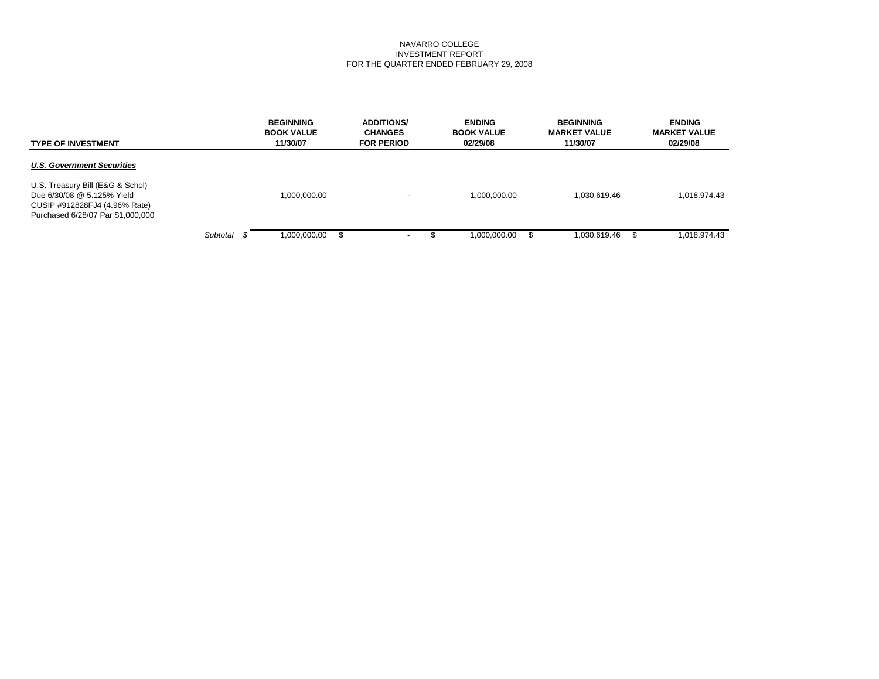NAVARRO COLLEGE
INVESTMENT REPORT
FOR THE QUARTER ENDED FEBRUARY 29, 2008

| TYPE OF INVESTMENT | BEGINNING BOOK VALUE 11/30/07 | ADDITIONS/ CHANGES FOR PERIOD | ENDING BOOK VALUE 02/29/08 | BEGINNING MARKET VALUE 11/30/07 | ENDING MARKET VALUE 02/29/08 |
|---|---|---|---|---|---|
| ***U.S. Government Securities*** | | | | | |
| U.S. Treasury Bill (E&G & Schol) Due 6/30/08 @ 5.125% Yield CUSIP #912828FJ4 (4.96% Rate) Purchased 6/28/07 Par $1,000,000 | 1,000,000.00 | - | 1,000,000.00 | 1,030,619.46 | 1,018,974.43 |
| *Subtotal* | $ 1,000,000.00 | $ - | $ 1,000,000.00 | $ 1,030,619.46 | $ 1,018,974.43 |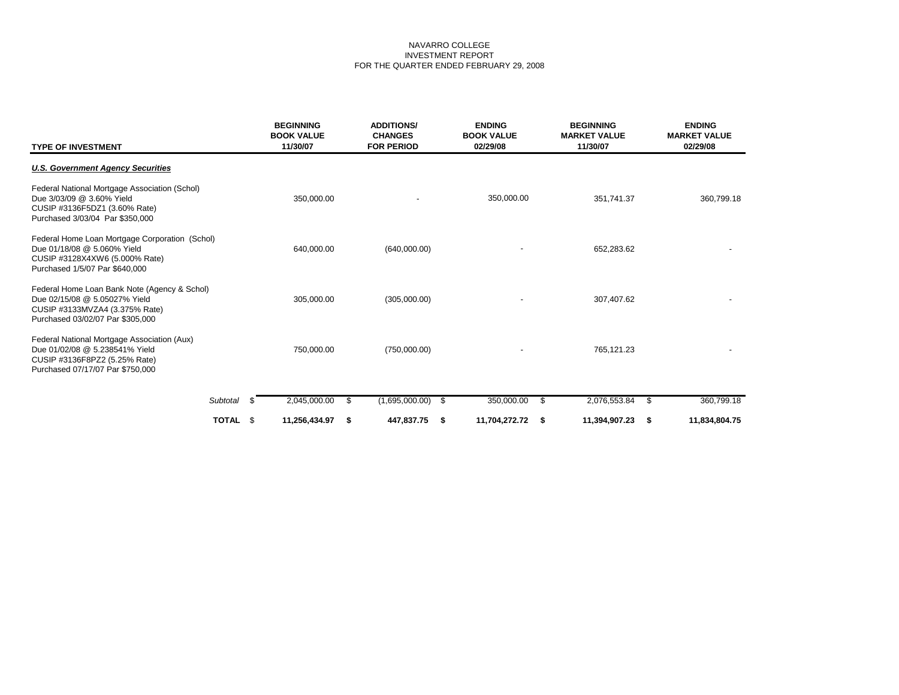NAVARRO COLLEGE
INVESTMENT REPORT
FOR THE QUARTER ENDED FEBRUARY 29, 2008

| TYPE OF INVESTMENT | BEGINNING BOOK VALUE 11/30/07 | ADDITIONS/ CHANGES FOR PERIOD | ENDING BOOK VALUE 02/29/08 | BEGINNING MARKET VALUE 11/30/07 | ENDING MARKET VALUE 02/29/08 |
|---|---|---|---|---|---|
| ***U.S. Government Agency Securities*** | | | | | |
| Federal National Mortgage Association (Schol)<br>Due 3/03/09 @ 3.60% Yield<br>CUSIP #3136F5DZ1 (3.60% Rate)<br>Purchased 3/03/04 Par $350,000 | 350,000.00 | - | 350,000.00 | 351,741.37 | 360,799.18 |
| Federal Home Loan Mortgage Corporation (Schol)<br>Due 01/18/08 @ 5.060% Yield<br>CUSIP #3128X4XW6 (5.000% Rate)<br>Purchased 1/5/07 Par $640,000 | 640,000.00 | (640,000.00) | - | 652,283.62 | - |
| Federal Home Loan Bank Note (Agency & Schol)<br>Due 02/15/08 @ 5.05027% Yield<br>CUSIP #3133MVZA4 (3.375% Rate)<br>Purchased 03/02/07 Par $305,000 | 305,000.00 | (305,000.00) | - | 307,407.62 | - |
| Federal National Mortgage Association (Aux)<br>Due 01/02/08 @ 5.238541% Yield<br>CUSIP #3136F8PZ2 (5.25% Rate)<br>Purchased 07/17/07 Par $750,000 | 750,000.00 | (750,000.00) | - | 765,121.23 | - |
| *Subtotal* | $ 2,045,000.00 | $ (1,695,000.00) | $ 350,000.00 | $ 2,076,553.84 | $ 360,799.18 |
| **TOTAL** | $ **11,256,434.97** | **$ 447,837.75** | **$ 11,704,272.72** | **$ 11,394,907.23** | **$ 11,834,804.75** |